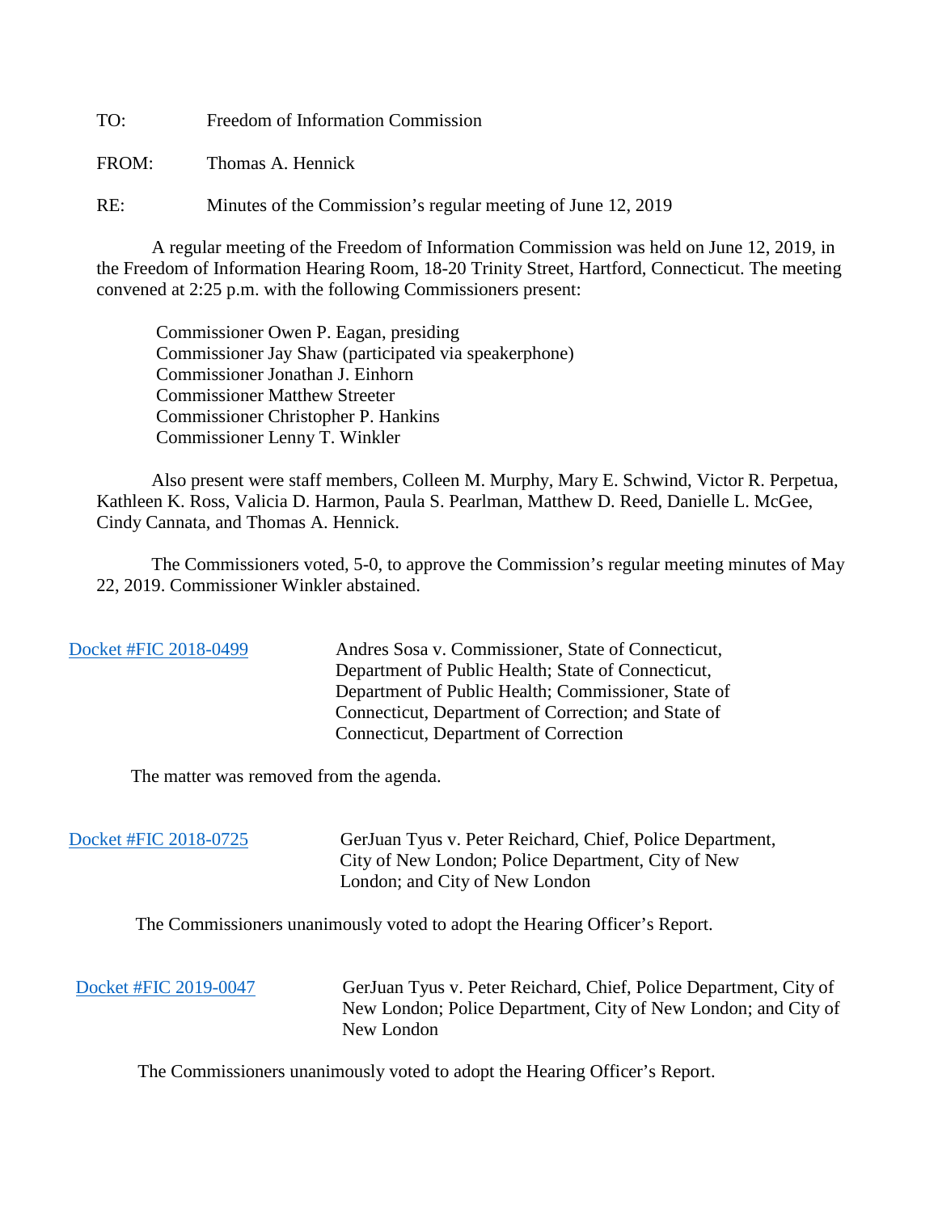TO: Freedom of Information Commission

FROM: Thomas A. Hennick

RE: Minutes of the Commission's regular meeting of June 12, 2019

A regular meeting of the Freedom of Information Commission was held on June 12, 2019, in the Freedom of Information Hearing Room, 18-20 Trinity Street, Hartford, Connecticut. The meeting convened at 2:25 p.m. with the following Commissioners present:

Commissioner Owen P. Eagan, presiding
Commissioner Jay Shaw (participated via speakerphone)
Commissioner Jonathan J. Einhorn
Commissioner Matthew Streeter
Commissioner Christopher P. Hankins
Commissioner Lenny T. Winkler

Also present were staff members, Colleen M. Murphy, Mary E. Schwind, Victor R. Perpetua, Kathleen K. Ross, Valicia D. Harmon, Paula S. Pearlman, Matthew D. Reed, Danielle L. McGee, Cindy Cannata, and Thomas A. Hennick.

The Commissioners voted, 5-0, to approve the Commission's regular meeting minutes of May 22, 2019. Commissioner Winkler abstained.

Docket #FIC 2018-0499 — Andres Sosa v. Commissioner, State of Connecticut, Department of Public Health; State of Connecticut, Department of Public Health; Commissioner, State of Connecticut, Department of Correction; and State of Connecticut, Department of Correction

The matter was removed from the agenda.

Docket #FIC 2018-0725 — GerJuan Tyus v. Peter Reichard, Chief, Police Department, City of New London; Police Department, City of New London; and City of New London

The Commissioners unanimously voted to adopt the Hearing Officer's Report.

Docket #FIC 2019-0047 — GerJuan Tyus v. Peter Reichard, Chief, Police Department, City of New London; Police Department, City of New London; and City of New London

The Commissioners unanimously voted to adopt the Hearing Officer's Report.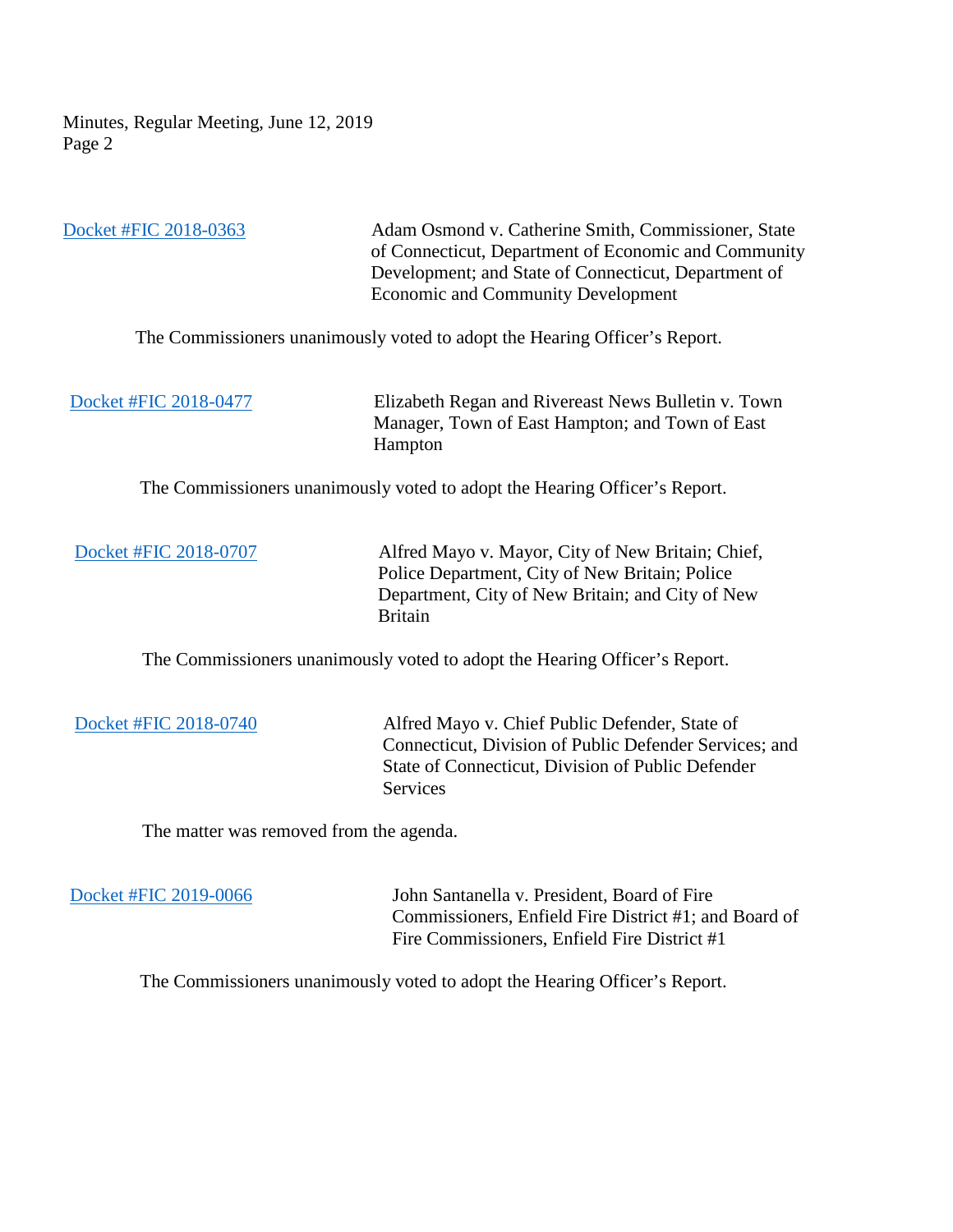Docket #FIC 2018-0363 — Adam Osmond v. Catherine Smith, Commissioner, State of Connecticut, Department of Economic and Community Development; and State of Connecticut, Department of Economic and Community Development

The Commissioners unanimously voted to adopt the Hearing Officer's Report.

Docket #FIC 2018-0477 — Elizabeth Regan and Rivereast News Bulletin v. Town Manager, Town of East Hampton; and Town of East Hampton

The Commissioners unanimously voted to adopt the Hearing Officer's Report.

Docket #FIC 2018-0707 — Alfred Mayo v. Mayor, City of New Britain; Chief, Police Department, City of New Britain; Police Department, City of New Britain; and City of New Britain

The Commissioners unanimously voted to adopt the Hearing Officer's Report.

Docket #FIC 2018-0740 — Alfred Mayo v. Chief Public Defender, State of Connecticut, Division of Public Defender Services; and State of Connecticut, Division of Public Defender Services

The matter was removed from the agenda.

Docket #FIC 2019-0066 — John Santanella v. President, Board of Fire Commissioners, Enfield Fire District #1; and Board of Fire Commissioners, Enfield Fire District #1

The Commissioners unanimously voted to adopt the Hearing Officer's Report.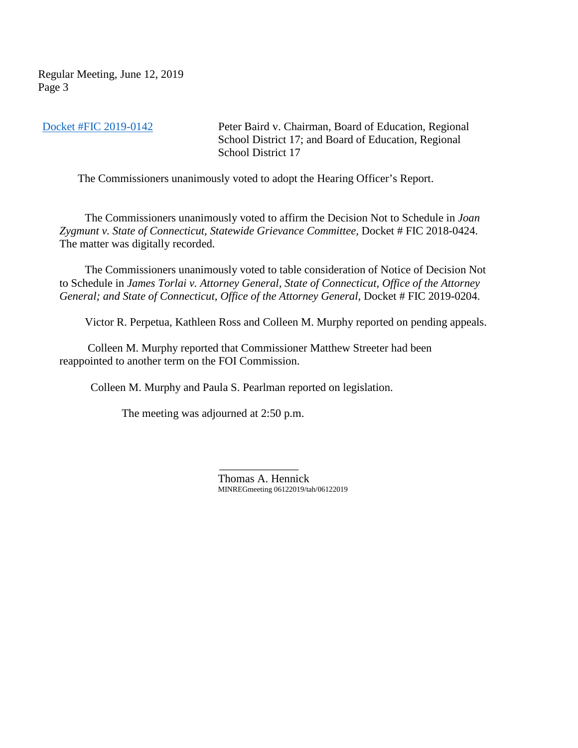Docket #FIC 2019-0142 — Peter Baird v. Chairman, Board of Education, Regional School District 17; and Board of Education, Regional School District 17

The Commissioners unanimously voted to adopt the Hearing Officer's Report.

The Commissioners unanimously voted to affirm the Decision Not to Schedule in *Joan Zygmunt v. State of Connecticut, Statewide Grievance Committee*, Docket # FIC 2018-0424. The matter was digitally recorded.

The Commissioners unanimously voted to table consideration of Notice of Decision Not to Schedule in *James Torlai v. Attorney General, State of Connecticut, Office of the Attorney General; and State of Connecticut, Office of the Attorney General*, Docket # FIC 2019-0204.

Victor R. Perpetua, Kathleen Ross and Colleen M. Murphy reported on pending appeals.

Colleen M. Murphy reported that Commissioner Matthew Streeter had been reappointed to another term on the FOI Commission.

Colleen M. Murphy and Paula S. Pearlman reported on legislation.

The meeting was adjourned at 2:50 p.m.

\_\_\_\_\_\_\_\_\_\_\_\_\_\_\_\_

Thomas A. Hennick

MINREGmeeting 06122019/tah/06122019